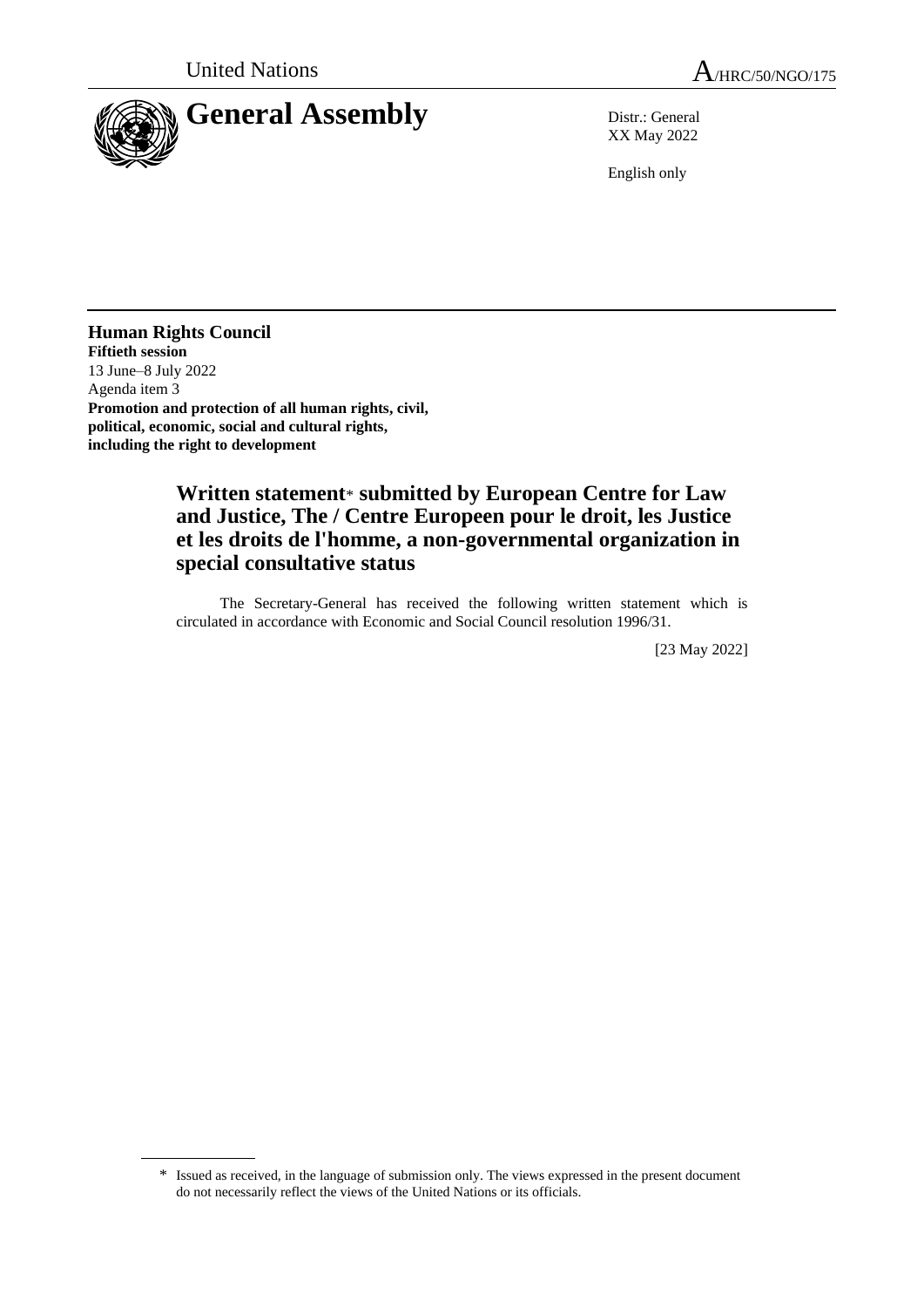United Nations

A/HRC/50/NGO/175

# General Assembly

Distr.: General
XX May 2022

English only

**Human Rights Council**
**Fiftieth session**
13 June–8 July 2022
Agenda item 3
**Promotion and protection of all human rights, civil, political, economic, social and cultural rights, including the right to development**

## Written statement* submitted by European Centre for Law and Justice, The / Centre Europeen pour le droit, les Justice et les droits de l'homme, a non-governmental organization in special consultative status

The Secretary-General has received the following written statement which is circulated in accordance with Economic and Social Council resolution 1996/31.

[23 May 2022]

\* Issued as received, in the language of submission only. The views expressed in the present document do not necessarily reflect the views of the United Nations or its officials.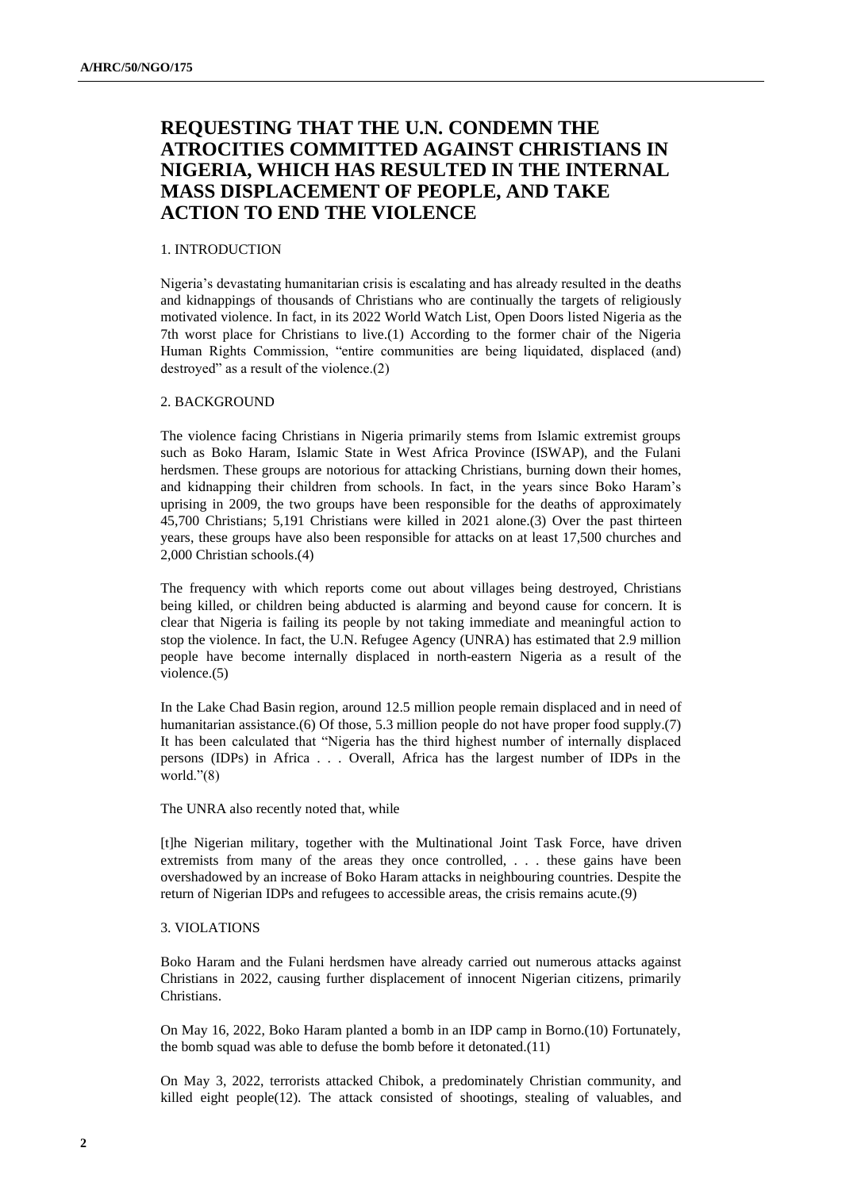# REQUESTING THAT THE U.N. CONDEMN THE ATROCITIES COMMITTED AGAINST CHRISTIANS IN NIGERIA, WHICH HAS RESULTED IN THE INTERNAL MASS DISPLACEMENT OF PEOPLE, AND TAKE ACTION TO END THE VIOLENCE

## 1. INTRODUCTION

Nigeria's devastating humanitarian crisis is escalating and has already resulted in the deaths and kidnappings of thousands of Christians who are continually the targets of religiously motivated violence. In fact, in its 2022 World Watch List, Open Doors listed Nigeria as the 7th worst place for Christians to live.(1) According to the former chair of the Nigeria Human Rights Commission, "entire communities are being liquidated, displaced (and) destroyed" as a result of the violence.(2)

## 2. BACKGROUND

The violence facing Christians in Nigeria primarily stems from Islamic extremist groups such as Boko Haram, Islamic State in West Africa Province (ISWAP), and the Fulani herdsmen. These groups are notorious for attacking Christians, burning down their homes, and kidnapping their children from schools. In fact, in the years since Boko Haram's uprising in 2009, the two groups have been responsible for the deaths of approximately 45,700 Christians; 5,191 Christians were killed in 2021 alone.(3) Over the past thirteen years, these groups have also been responsible for attacks on at least 17,500 churches and 2,000 Christian schools.(4)

The frequency with which reports come out about villages being destroyed, Christians being killed, or children being abducted is alarming and beyond cause for concern. It is clear that Nigeria is failing its people by not taking immediate and meaningful action to stop the violence. In fact, the U.N. Refugee Agency (UNRA) has estimated that 2.9 million people have become internally displaced in north-eastern Nigeria as a result of the violence.(5)

In the Lake Chad Basin region, around 12.5 million people remain displaced and in need of humanitarian assistance.(6) Of those, 5.3 million people do not have proper food supply.(7) It has been calculated that "Nigeria has the third highest number of internally displaced persons (IDPs) in Africa . . . Overall, Africa has the largest number of IDPs in the world."(8)

The UNRA also recently noted that, while

> [t]he Nigerian military, together with the Multinational Joint Task Force, have driven extremists from many of the areas they once controlled, . . . these gains have been overshadowed by an increase of Boko Haram attacks in neighbouring countries. Despite the return of Nigerian IDPs and refugees to accessible areas, the crisis remains acute.(9)

## 3. VIOLATIONS

Boko Haram and the Fulani herdsmen have already carried out numerous attacks against Christians in 2022, causing further displacement of innocent Nigerian citizens, primarily Christians.

On May 16, 2022, Boko Haram planted a bomb in an IDP camp in Borno.(10) Fortunately, the bomb squad was able to defuse the bomb before it detonated.(11)

On May 3, 2022, terrorists attacked Chibok, a predominately Christian community, and killed eight people(12). The attack consisted of shootings, stealing of valuables, and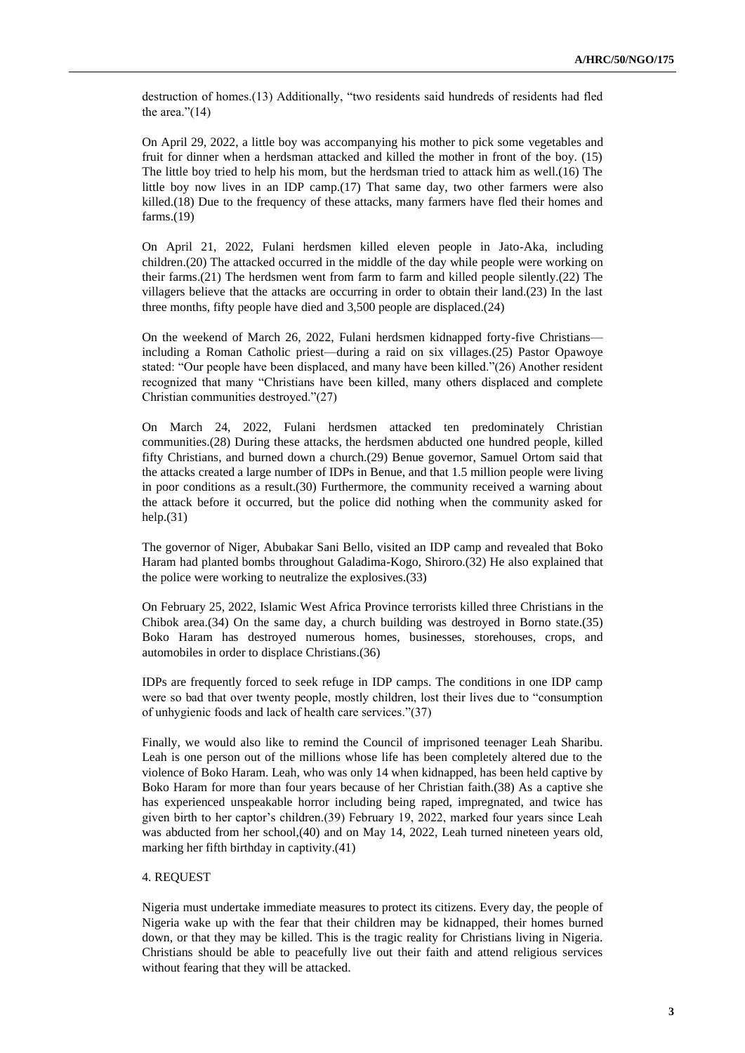destruction of homes.(13) Additionally, "two residents said hundreds of residents had fled the area."(14)

On April 29, 2022, a little boy was accompanying his mother to pick some vegetables and fruit for dinner when a herdsman attacked and killed the mother in front of the boy. (15) The little boy tried to help his mom, but the herdsman tried to attack him as well.(16) The little boy now lives in an IDP camp.(17) That same day, two other farmers were also killed.(18) Due to the frequency of these attacks, many farmers have fled their homes and farms.(19)

On April 21, 2022, Fulani herdsmen killed eleven people in Jato-Aka, including children.(20) The attacked occurred in the middle of the day while people were working on their farms.(21) The herdsmen went from farm to farm and killed people silently.(22) The villagers believe that the attacks are occurring in order to obtain their land.(23) In the last three months, fifty people have died and 3,500 people are displaced.(24)

On the weekend of March 26, 2022, Fulani herdsmen kidnapped forty-five Christians—including a Roman Catholic priest—during a raid on six villages.(25) Pastor Opawoye stated: "Our people have been displaced, and many have been killed."(26) Another resident recognized that many "Christians have been killed, many others displaced and complete Christian communities destroyed."(27)

On March 24, 2022, Fulani herdsmen attacked ten predominately Christian communities.(28) During these attacks, the herdsmen abducted one hundred people, killed fifty Christians, and burned down a church.(29) Benue governor, Samuel Ortom said that the attacks created a large number of IDPs in Benue, and that 1.5 million people were living in poor conditions as a result.(30) Furthermore, the community received a warning about the attack before it occurred, but the police did nothing when the community asked for help.(31)

The governor of Niger, Abubakar Sani Bello, visited an IDP camp and revealed that Boko Haram had planted bombs throughout Galadima-Kogo, Shiroro.(32) He also explained that the police were working to neutralize the explosives.(33)

On February 25, 2022, Islamic West Africa Province terrorists killed three Christians in the Chibok area.(34) On the same day, a church building was destroyed in Borno state.(35) Boko Haram has destroyed numerous homes, businesses, storehouses, crops, and automobiles in order to displace Christians.(36)

IDPs are frequently forced to seek refuge in IDP camps. The conditions in one IDP camp were so bad that over twenty people, mostly children, lost their lives due to "consumption of unhygienic foods and lack of health care services."(37)

Finally, we would also like to remind the Council of imprisoned teenager Leah Sharibu. Leah is one person out of the millions whose life has been completely altered due to the violence of Boko Haram. Leah, who was only 14 when kidnapped, has been held captive by Boko Haram for more than four years because of her Christian faith.(38) As a captive she has experienced unspeakable horror including being raped, impregnated, and twice has given birth to her captor's children.(39) February 19, 2022, marked four years since Leah was abducted from her school,(40) and on May 14, 2022, Leah turned nineteen years old, marking her fifth birthday in captivity.(41)

## 4. REQUEST

Nigeria must undertake immediate measures to protect its citizens. Every day, the people of Nigeria wake up with the fear that their children may be kidnapped, their homes burned down, or that they may be killed. This is the tragic reality for Christians living in Nigeria. Christians should be able to peacefully live out their faith and attend religious services without fearing that they will be attacked.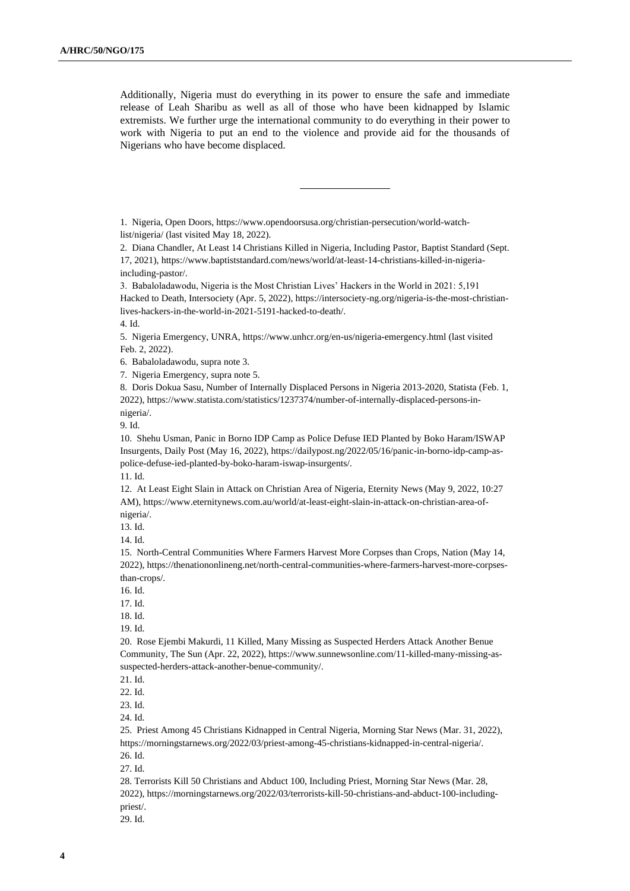Additionally, Nigeria must do everything in its power to ensure the safe and immediate release of Leah Sharibu as well as all of those who have been kidnapped by Islamic extremists. We further urge the international community to do everything in their power to work with Nigeria to put an end to the violence and provide aid for the thousands of Nigerians who have become displaced.

---

1. Nigeria, Open Doors, https://www.opendoorsusa.org/christian-persecution/world-watch-list/nigeria/ (last visited May 18, 2022).

2. Diana Chandler, At Least 14 Christians Killed in Nigeria, Including Pastor, Baptist Standard (Sept. 17, 2021), https://www.baptiststandard.com/news/world/at-least-14-christians-killed-in-nigeria-including-pastor/.

3. Babaloladawodu, Nigeria is the Most Christian Lives' Hackers in the World in 2021: 5,191 Hacked to Death, Intersociety (Apr. 5, 2022), https://intersociety-ng.org/nigeria-is-the-most-christian-lives-hackers-in-the-world-in-2021-5191-hacked-to-death/.

4. Id.

5. Nigeria Emergency, UNRA, https://www.unhcr.org/en-us/nigeria-emergency.html (last visited Feb. 2, 2022).

6. Babaloladawodu, supra note 3.

7. Nigeria Emergency, supra note 5.

8. Doris Dokua Sasu, Number of Internally Displaced Persons in Nigeria 2013-2020, Statista (Feb. 1, 2022), https://www.statista.com/statistics/1237374/number-of-internally-displaced-persons-in-nigeria/.

9. Id.

10. Shehu Usman, Panic in Borno IDP Camp as Police Defuse IED Planted by Boko Haram/ISWAP Insurgents, Daily Post (May 16, 2022), https://dailypost.ng/2022/05/16/panic-in-borno-idp-camp-as-police-defuse-ied-planted-by-boko-haram-iswap-insurgents/.

11. Id.

12. At Least Eight Slain in Attack on Christian Area of Nigeria, Eternity News (May 9, 2022, 10:27 AM), https://www.eternitynews.com.au/world/at-least-eight-slain-in-attack-on-christian-area-of-nigeria/.

13. Id.

14. Id.

15. North-Central Communities Where Farmers Harvest More Corpses than Crops, Nation (May 14, 2022), https://thenationonlineng.net/north-central-communities-where-farmers-harvest-more-corpses-than-crops/.

16. Id.

17. Id.

18. Id.

19. Id.

20. Rose Ejembi Makurdi, 11 Killed, Many Missing as Suspected Herders Attack Another Benue Community, The Sun (Apr. 22, 2022), https://www.sunnewsonline.com/11-killed-many-missing-as-suspected-herders-attack-another-benue-community/.

21. Id.

22. Id.

23. Id.

24. Id.

25. Priest Among 45 Christians Kidnapped in Central Nigeria, Morning Star News (Mar. 31, 2022), https://morningstarnews.org/2022/03/priest-among-45-christians-kidnapped-in-central-nigeria/.

26. Id.

27. Id.

28. Terrorists Kill 50 Christians and Abduct 100, Including Priest, Morning Star News (Mar. 28, 2022), https://morningstarnews.org/2022/03/terrorists-kill-50-christians-and-abduct-100-including-priest/.

29. Id.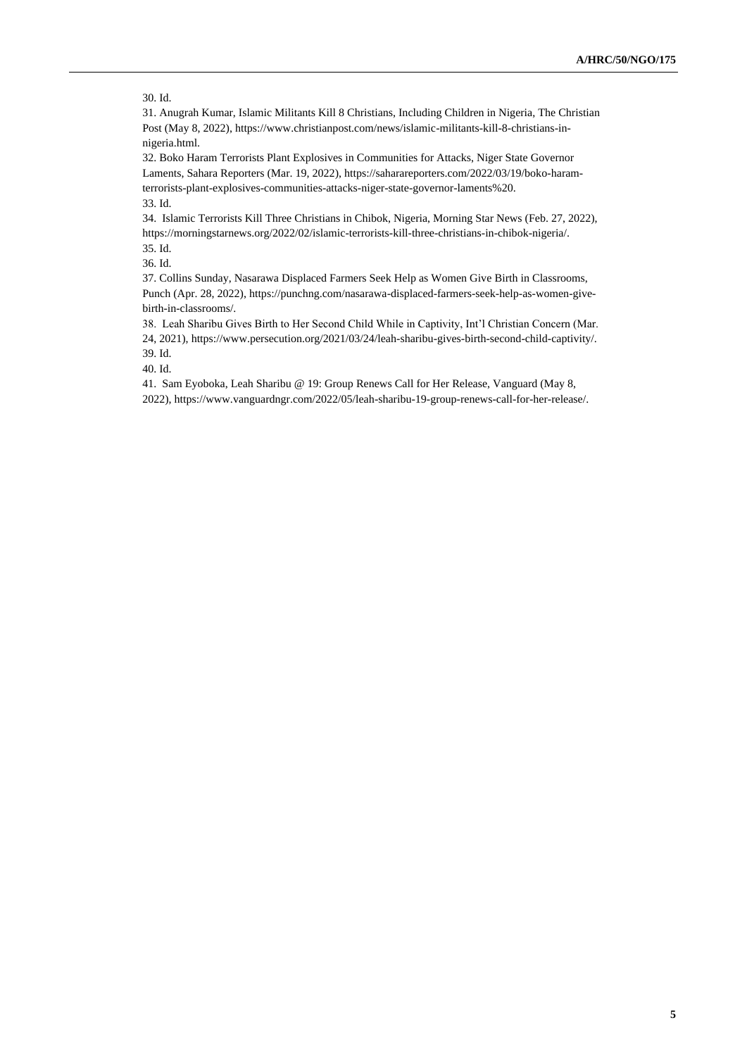30. Id.

31. Anugrah Kumar, Islamic Militants Kill 8 Christians, Including Children in Nigeria, The Christian Post (May 8, 2022), https://www.christianpost.com/news/islamic-militants-kill-8-christians-in-nigeria.html.

32. Boko Haram Terrorists Plant Explosives in Communities for Attacks, Niger State Governor Laments, Sahara Reporters (Mar. 19, 2022), https://saharareporters.com/2022/03/19/boko-haram-terrorists-plant-explosives-communities-attacks-niger-state-governor-laments%20.

33. Id.

34. Islamic Terrorists Kill Three Christians in Chibok, Nigeria, Morning Star News (Feb. 27, 2022), https://morningstarnews.org/2022/02/islamic-terrorists-kill-three-christians-in-chibok-nigeria/.

35. Id.

36. Id.

37. Collins Sunday, Nasarawa Displaced Farmers Seek Help as Women Give Birth in Classrooms, Punch (Apr. 28, 2022), https://punchng.com/nasarawa-displaced-farmers-seek-help-as-women-give-birth-in-classrooms/.

38. Leah Sharibu Gives Birth to Her Second Child While in Captivity, Int'l Christian Concern (Mar. 24, 2021), https://www.persecution.org/2021/03/24/leah-sharibu-gives-birth-second-child-captivity/.

39. Id.

40. Id.

41. Sam Eyoboka, Leah Sharibu @ 19: Group Renews Call for Her Release, Vanguard (May 8, 2022), https://www.vanguardngr.com/2022/05/leah-sharibu-19-group-renews-call-for-her-release/.